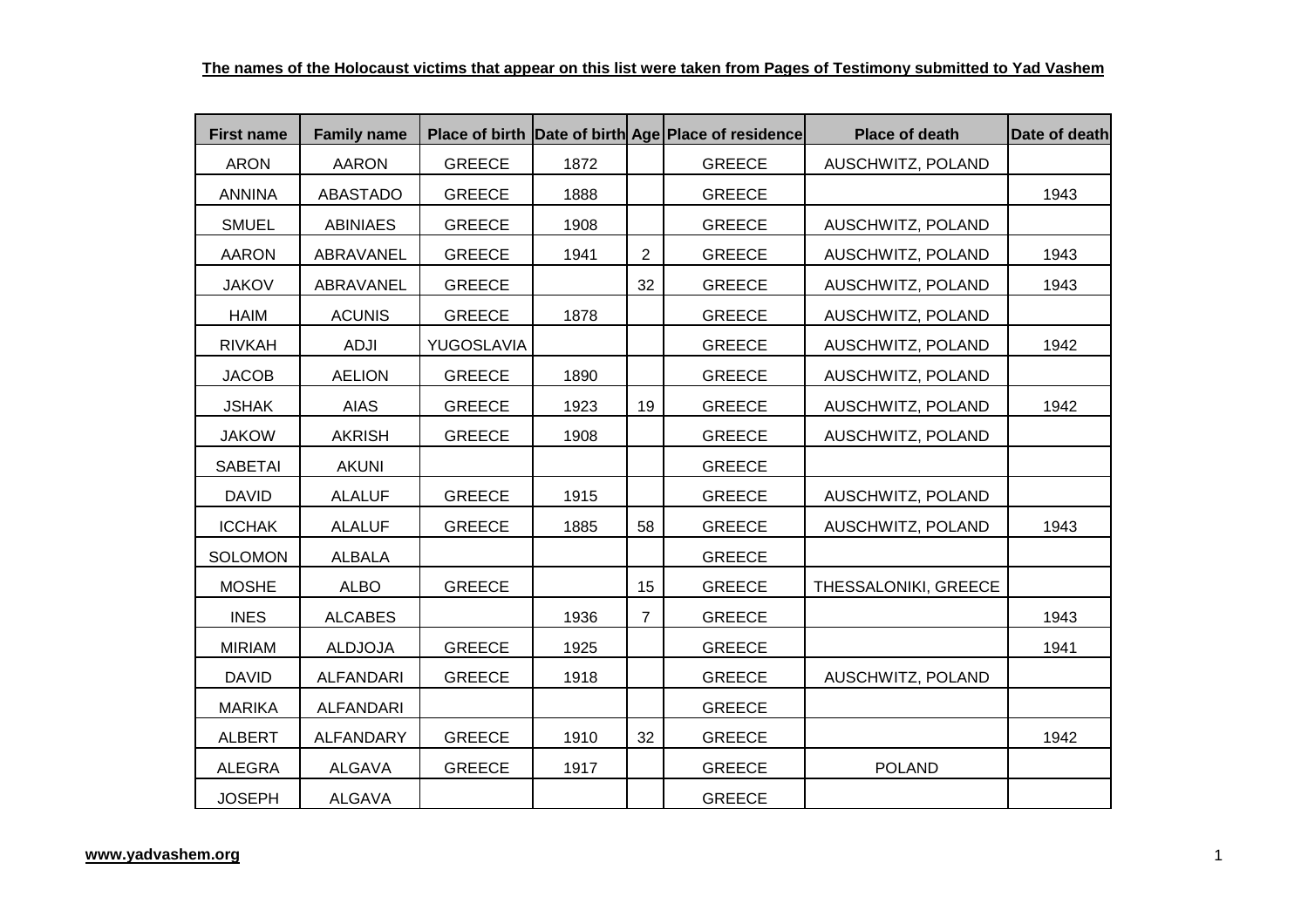**The names of the Holocaust victims that appear on this list were taken from Pages of Testimony submitted to Yad Vashem**

| First name | Family name | Place of birth | Date of birth | Age | Place of residence | Place of death | Date of death |
|---|---|---|---|---|---|---|---|
| ARON | AARON | GREECE | 1872 | | GREECE | AUSCHWITZ, POLAND | |
| ANNINA | ABASTADO | GREECE | 1888 | | GREECE | | 1943 |
| SMUEL | ABINIAES | GREECE | 1908 | | GREECE | AUSCHWITZ, POLAND | |
| AARON | ABRAVANEL | GREECE | 1941 | 2 | GREECE | AUSCHWITZ, POLAND | 1943 |
| JAKOV | ABRAVANEL | GREECE | | 32 | GREECE | AUSCHWITZ, POLAND | 1943 |
| HAIM | ACUNIS | GREECE | 1878 | | GREECE | AUSCHWITZ, POLAND | |
| RIVKAH | ADJI | YUGOSLAVIA | | | GREECE | AUSCHWITZ, POLAND | 1942 |
| JACOB | AELION | GREECE | 1890 | | GREECE | AUSCHWITZ, POLAND | |
| JSHAK | AIAS | GREECE | 1923 | 19 | GREECE | AUSCHWITZ, POLAND | 1942 |
| JAKOW | AKRISH | GREECE | 1908 | | GREECE | AUSCHWITZ, POLAND | |
| SABETAI | AKUNI | | | | GREECE | | |
| DAVID | ALALUF | GREECE | 1915 | | GREECE | AUSCHWITZ, POLAND | |
| ICCHAK | ALALUF | GREECE | 1885 | 58 | GREECE | AUSCHWITZ, POLAND | 1943 |
| SOLOMON | ALBALA | | | | GREECE | | |
| MOSHE | ALBO | GREECE | | 15 | GREECE | THESSALONIKI, GREECE | |
| INES | ALCABES | | 1936 | 7 | GREECE | | 1943 |
| MIRIAM | ALDJOJA | GREECE | 1925 | | GREECE | | 1941 |
| DAVID | ALFANDARI | GREECE | 1918 | | GREECE | AUSCHWITZ, POLAND | |
| MARIKA | ALFANDARI | | | | GREECE | | |
| ALBERT | ALFANDARY | GREECE | 1910 | 32 | GREECE | | 1942 |
| ALEGRA | ALGAVA | GREECE | 1917 | | GREECE | POLAND | |
| JOSEPH | ALGAVA | | | | GREECE | | |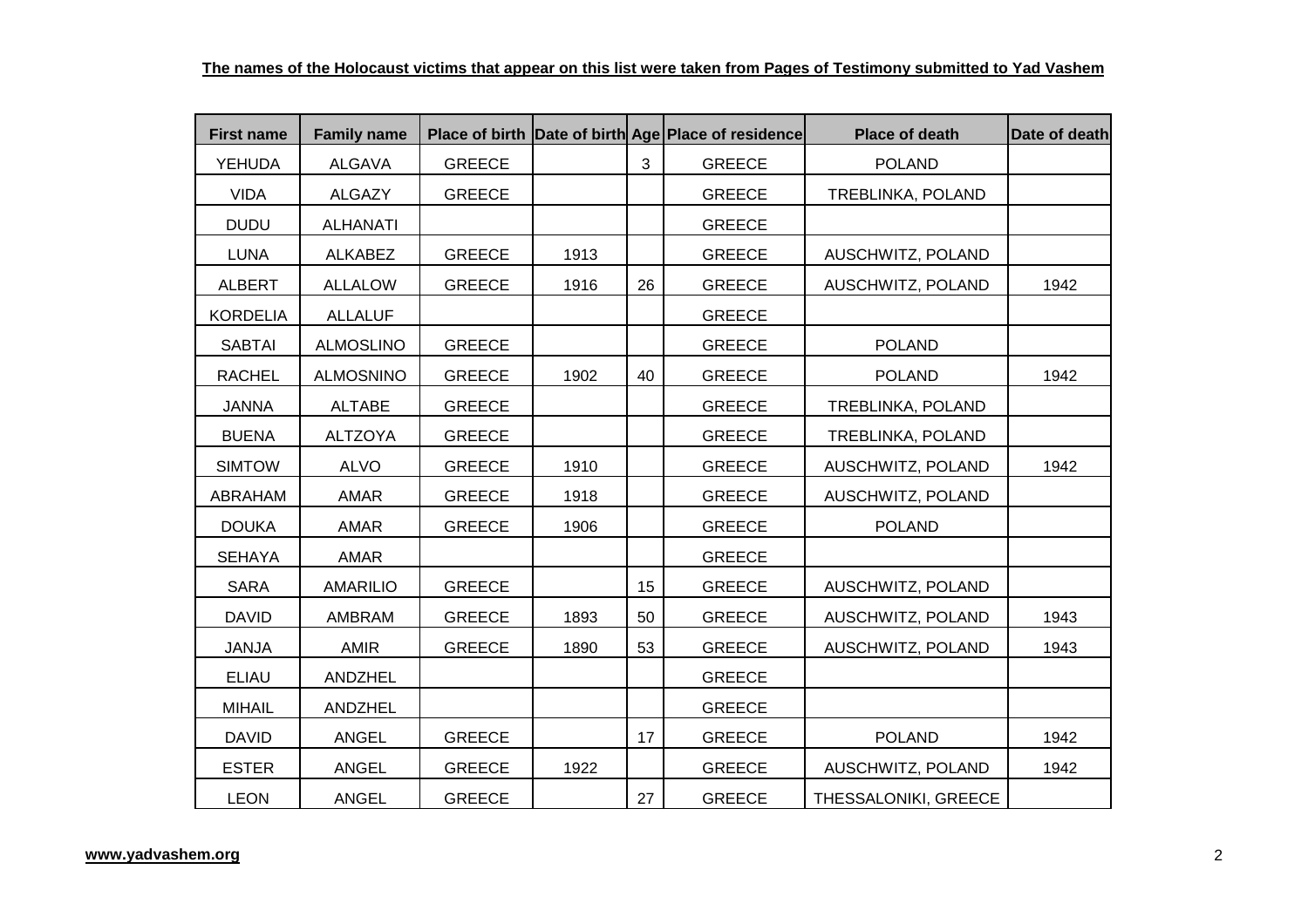**The names of the Holocaust victims that appear on this list were taken from Pages of Testimony submitted to Yad Vashem**

| First name | Family name | Place of birth | Date of birth | Age | Place of residence | Place of death | Date of death |
|---|---|---|---|---|---|---|---|
| YEHUDA | ALGAVA | GREECE | | 3 | GREECE | POLAND | |
| VIDA | ALGAZY | GREECE | | | GREECE | TREBLINKA, POLAND | |
| DUDU | ALHANATI | | | | GREECE | | |
| LUNA | ALKABEZ | GREECE | 1913 | | GREECE | AUSCHWITZ, POLAND | |
| ALBERT | ALLALOW | GREECE | 1916 | 26 | GREECE | AUSCHWITZ, POLAND | 1942 |
| KORDELIA | ALLALUF | | | | GREECE | | |
| SABTAI | ALMOSLINO | GREECE | | | GREECE | POLAND | |
| RACHEL | ALMOSNINO | GREECE | 1902 | 40 | GREECE | POLAND | 1942 |
| JANNA | ALTABE | GREECE | | | GREECE | TREBLINKA, POLAND | |
| BUENA | ALTZOYA | GREECE | | | GREECE | TREBLINKA, POLAND | |
| SIMTOW | ALVO | GREECE | 1910 | | GREECE | AUSCHWITZ, POLAND | 1942 |
| ABRAHAM | AMAR | GREECE | 1918 | | GREECE | AUSCHWITZ, POLAND | |
| DOUKA | AMAR | GREECE | 1906 | | GREECE | POLAND | |
| SEHAYA | AMAR | | | | GREECE | | |
| SARA | AMARILIO | GREECE | | 15 | GREECE | AUSCHWITZ, POLAND | |
| DAVID | AMBRAM | GREECE | 1893 | 50 | GREECE | AUSCHWITZ, POLAND | 1943 |
| JANJA | AMIR | GREECE | 1890 | 53 | GREECE | AUSCHWITZ, POLAND | 1943 |
| ELIAU | ANDZHEL | | | | GREECE | | |
| MIHAIL | ANDZHEL | | | | GREECE | | |
| DAVID | ANGEL | GREECE | | 17 | GREECE | POLAND | 1942 |
| ESTER | ANGEL | GREECE | 1922 | | GREECE | AUSCHWITZ, POLAND | 1942 |
| LEON | ANGEL | GREECE | | 27 | GREECE | THESSALONIKI, GREECE | |

**www.yadvashem.org**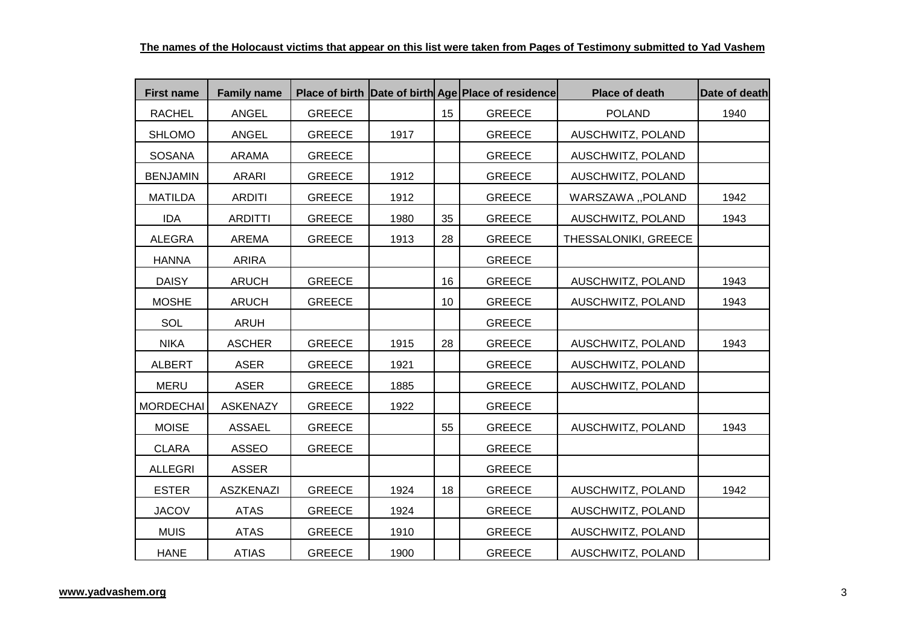**The names of the Holocaust victims that appear on this list were taken from Pages of Testimony submitted to Yad Vashem**

| First name | Family name | Place of birth | Date of birth | Age | Place of residence | Place of death | Date of death |
|---|---|---|---|---|---|---|---|
| RACHEL | ANGEL | GREECE | | 15 | GREECE | POLAND | 1940 |
| SHLOMO | ANGEL | GREECE | 1917 | | GREECE | AUSCHWITZ, POLAND | |
| SOSANA | ARAMA | GREECE | | | GREECE | AUSCHWITZ, POLAND | |
| BENJAMIN | ARARI | GREECE | 1912 | | GREECE | AUSCHWITZ, POLAND | |
| MATILDA | ARDITI | GREECE | 1912 | | GREECE | WARSZAWA ,,POLAND | 1942 |
| IDA | ARDITTI | GREECE | 1980 | 35 | GREECE | AUSCHWITZ, POLAND | 1943 |
| ALEGRA | AREMA | GREECE | 1913 | 28 | GREECE | THESSALONIKI, GREECE | |
| HANNA | ARIRA | | | | GREECE | | |
| DAISY | ARUCH | GREECE | | 16 | GREECE | AUSCHWITZ, POLAND | 1943 |
| MOSHE | ARUCH | GREECE | | 10 | GREECE | AUSCHWITZ, POLAND | 1943 |
| SOL | ARUH | | | | GREECE | | |
| NIKA | ASCHER | GREECE | 1915 | 28 | GREECE | AUSCHWITZ, POLAND | 1943 |
| ALBERT | ASER | GREECE | 1921 | | GREECE | AUSCHWITZ, POLAND | |
| MERU | ASER | GREECE | 1885 | | GREECE | AUSCHWITZ, POLAND | |
| MORDECHAI | ASKENAZY | GREECE | 1922 | | GREECE | | |
| MOISE | ASSAEL | GREECE | | 55 | GREECE | AUSCHWITZ, POLAND | 1943 |
| CLARA | ASSEO | GREECE | | | GREECE | | |
| ALLEGRI | ASSER | | | | GREECE | | |
| ESTER | ASZKENAZI | GREECE | 1924 | 18 | GREECE | AUSCHWITZ, POLAND | 1942 |
| JACOV | ATAS | GREECE | 1924 | | GREECE | AUSCHWITZ, POLAND | |
| MUIS | ATAS | GREECE | 1910 | | GREECE | AUSCHWITZ, POLAND | |
| HANE | ATIAS | GREECE | 1900 | | GREECE | AUSCHWITZ, POLAND | |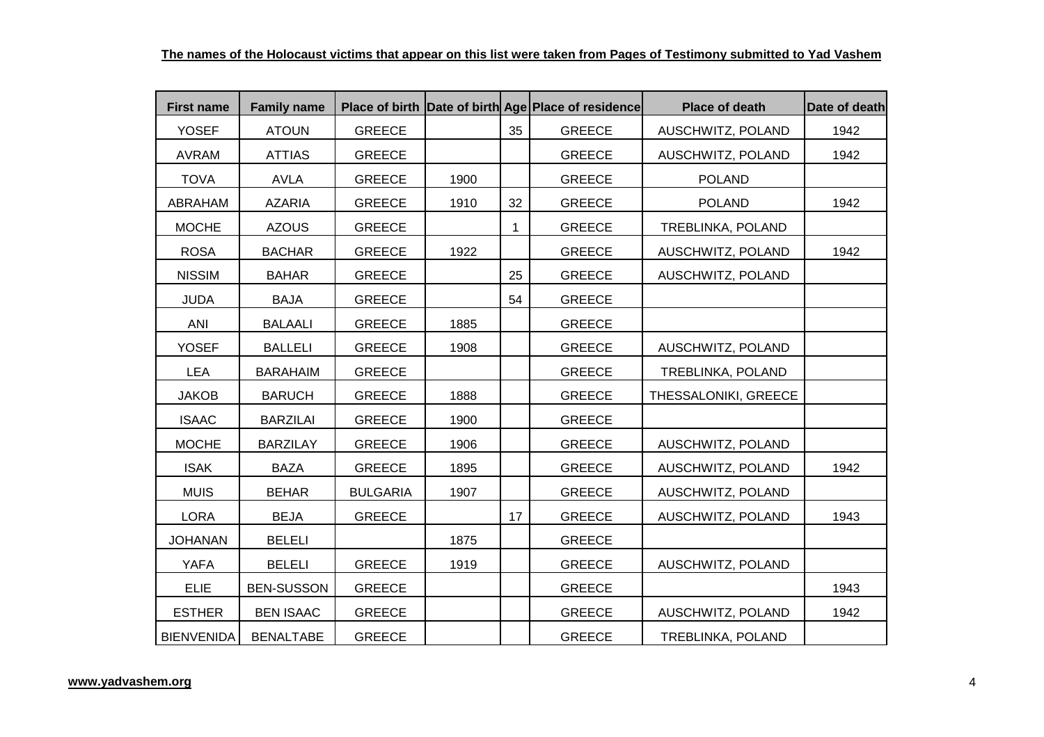**The names of the Holocaust victims that appear on this list were taken from Pages of Testimony submitted to Yad Vashem**

| First name | Family name | Place of birth | Date of birth | Age | Place of residence | Place of death | Date of death |
|---|---|---|---|---|---|---|---|
| YOSEF | ATOUN | GREECE | | 35 | GREECE | AUSCHWITZ, POLAND | 1942 |
| AVRAM | ATTIAS | GREECE | | | GREECE | AUSCHWITZ, POLAND | 1942 |
| TOVA | AVLA | GREECE | 1900 | | GREECE | POLAND | |
| ABRAHAM | AZARIA | GREECE | 1910 | 32 | GREECE | POLAND | 1942 |
| MOCHE | AZOUS | GREECE | | 1 | GREECE | TREBLINKA, POLAND | |
| ROSA | BACHAR | GREECE | 1922 | | GREECE | AUSCHWITZ, POLAND | 1942 |
| NISSIM | BAHAR | GREECE | | 25 | GREECE | AUSCHWITZ, POLAND | |
| JUDA | BAJA | GREECE | | 54 | GREECE | | |
| ANI | BALAALI | GREECE | 1885 | | GREECE | | |
| YOSEF | BALLELI | GREECE | 1908 | | GREECE | AUSCHWITZ, POLAND | |
| LEA | BARAHAIM | GREECE | | | GREECE | TREBLINKA, POLAND | |
| JAKOB | BARUCH | GREECE | 1888 | | GREECE | THESSALONIKI, GREECE | |
| ISAAC | BARZILAI | GREECE | 1900 | | GREECE | | |
| MOCHE | BARZILAY | GREECE | 1906 | | GREECE | AUSCHWITZ, POLAND | |
| ISAK | BAZA | GREECE | 1895 | | GREECE | AUSCHWITZ, POLAND | 1942 |
| MUIS | BEHAR | BULGARIA | 1907 | | GREECE | AUSCHWITZ, POLAND | |
| LORA | BEJA | GREECE | | 17 | GREECE | AUSCHWITZ, POLAND | 1943 |
| JOHANAN | BELELI | | 1875 | | GREECE | | |
| YAFA | BELELI | GREECE | 1919 | | GREECE | AUSCHWITZ, POLAND | |
| ELIE | BEN-SUSSON | GREECE | | | GREECE | | 1943 |
| ESTHER | BEN ISAAC | GREECE | | | GREECE | AUSCHWITZ, POLAND | 1942 |
| BIENVENIDA | BENALTABE | GREECE | | | GREECE | TREBLINKA, POLAND | |

**www.yadvashem.org**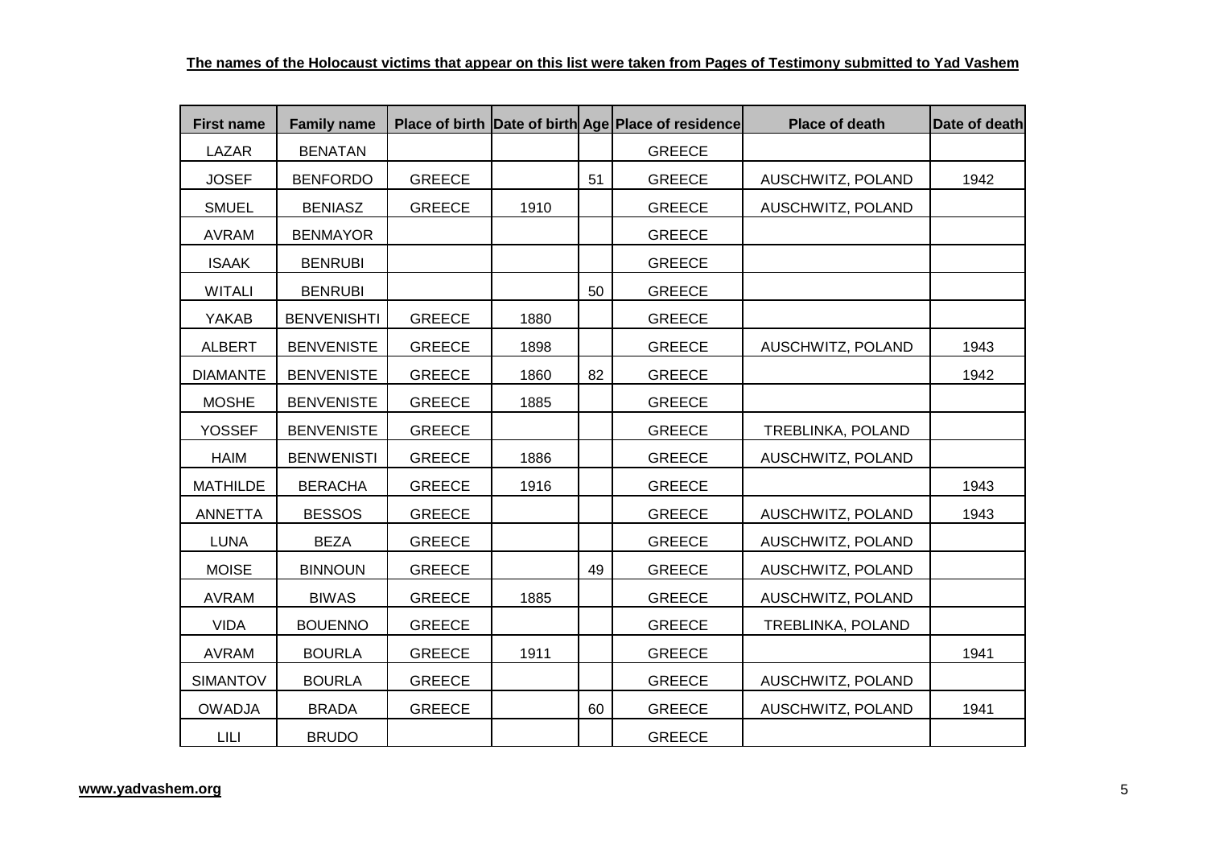**The names of the Holocaust victims that appear on this list were taken from Pages of Testimony submitted to Yad Vashem**

| First name | Family name | Place of birth | Date of birth | Age | Place of residence | Place of death | Date of death |
|---|---|---|---|---|---|---|---|
| LAZAR | BENATAN | | | | GREECE | | |
| JOSEF | BENFORDO | GREECE | | 51 | GREECE | AUSCHWITZ, POLAND | 1942 |
| SMUEL | BENIASZ | GREECE | 1910 | | GREECE | AUSCHWITZ, POLAND | |
| AVRAM | BENMAYOR | | | | GREECE | | |
| ISAAK | BENRUBI | | | | GREECE | | |
| WITALI | BENRUBI | | | 50 | GREECE | | |
| YAKAB | BENVENISHTI | GREECE | 1880 | | GREECE | | |
| ALBERT | BENVENISTE | GREECE | 1898 | | GREECE | AUSCHWITZ, POLAND | 1943 |
| DIAMANTE | BENVENISTE | GREECE | 1860 | 82 | GREECE | | 1942 |
| MOSHE | BENVENISTE | GREECE | 1885 | | GREECE | | |
| YOSSEF | BENVENISTE | GREECE | | | GREECE | TREBLINKA, POLAND | |
| HAIM | BENWENISTI | GREECE | 1886 | | GREECE | AUSCHWITZ, POLAND | |
| MATHILDE | BERACHA | GREECE | 1916 | | GREECE | | 1943 |
| ANNETTA | BESSOS | GREECE | | | GREECE | AUSCHWITZ, POLAND | 1943 |
| LUNA | BEZA | GREECE | | | GREECE | AUSCHWITZ, POLAND | |
| MOISE | BINNOUN | GREECE | | 49 | GREECE | AUSCHWITZ, POLAND | |
| AVRAM | BIWAS | GREECE | 1885 | | GREECE | AUSCHWITZ, POLAND | |
| VIDA | BOUENNO | GREECE | | | GREECE | TREBLINKA, POLAND | |
| AVRAM | BOURLA | GREECE | 1911 | | GREECE | | 1941 |
| SIMANTOV | BOURLA | GREECE | | | GREECE | AUSCHWITZ, POLAND | |
| OWADJA | BRADA | GREECE | | 60 | GREECE | AUSCHWITZ, POLAND | 1941 |
| LILI | BRUDO | | | | GREECE | | |

**www.yadvashem.org**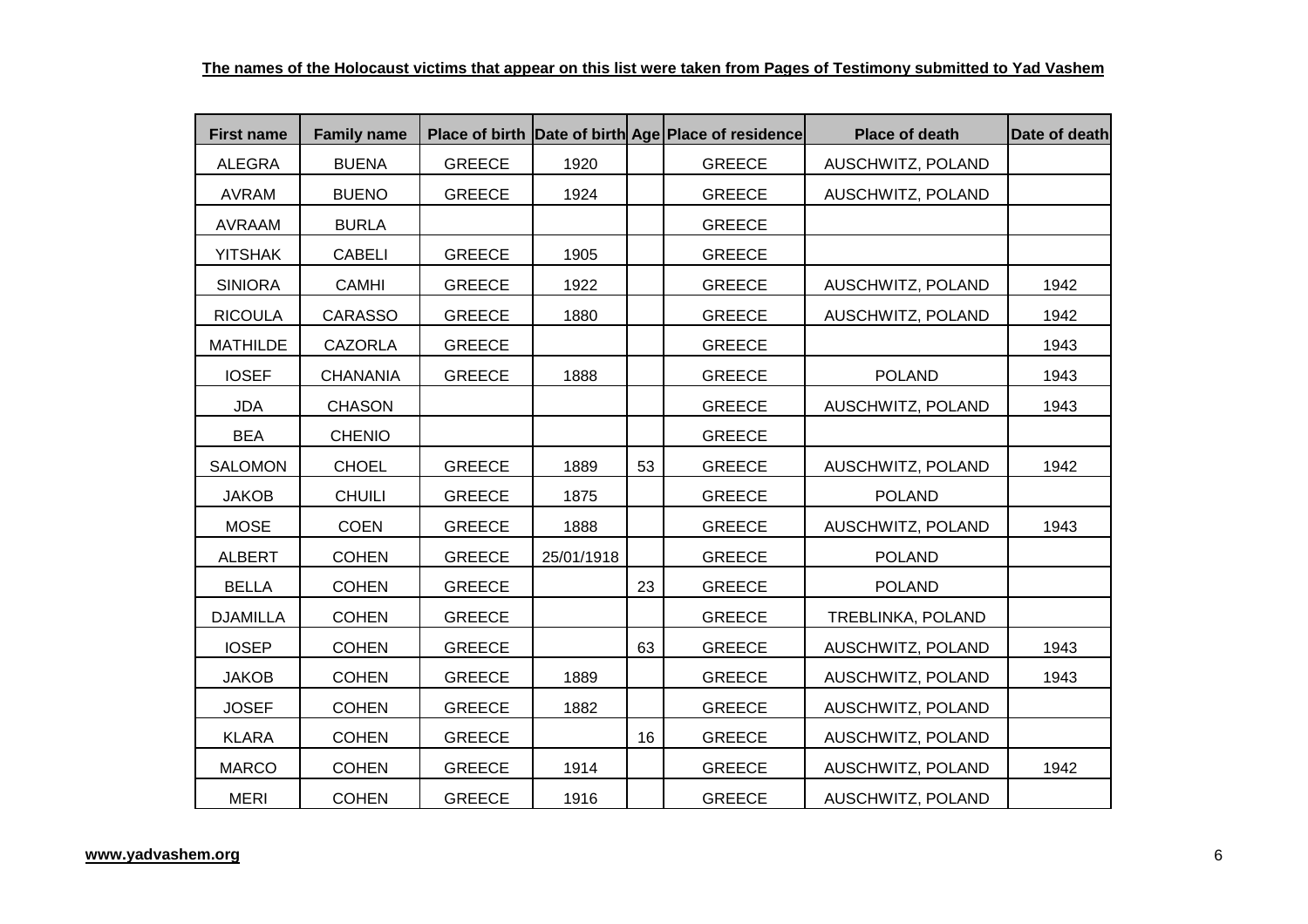**The names of the Holocaust victims that appear on this list were taken from Pages of Testimony submitted to Yad Vashem**

| First name | Family name | Place of birth | Date of birth | Age | Place of residence | Place of death | Date of death |
|---|---|---|---|---|---|---|---|
| ALEGRA | BUENA | GREECE | 1920 | | GREECE | AUSCHWITZ, POLAND | |
| AVRAM | BUENO | GREECE | 1924 | | GREECE | AUSCHWITZ, POLAND | |
| AVRAAM | BURLA | | | | GREECE | | |
| YITSHAK | CABELI | GREECE | 1905 | | GREECE | | |
| SINIORA | CAMHI | GREECE | 1922 | | GREECE | AUSCHWITZ, POLAND | 1942 |
| RICOULA | CARASSO | GREECE | 1880 | | GREECE | AUSCHWITZ, POLAND | 1942 |
| MATHILDE | CAZORLA | GREECE | | | GREECE | | 1943 |
| IOSEF | CHANANIA | GREECE | 1888 | | GREECE | POLAND | 1943 |
| JDA | CHASON | | | | GREECE | AUSCHWITZ, POLAND | 1943 |
| BEA | CHENIO | | | | GREECE | | |
| SALOMON | CHOEL | GREECE | 1889 | 53 | GREECE | AUSCHWITZ, POLAND | 1942 |
| JAKOB | CHUILI | GREECE | 1875 | | GREECE | POLAND | |
| MOSE | COEN | GREECE | 1888 | | GREECE | AUSCHWITZ, POLAND | 1943 |
| ALBERT | COHEN | GREECE | 25/01/1918 | | GREECE | POLAND | |
| BELLA | COHEN | GREECE | | 23 | GREECE | POLAND | |
| DJAMILLA | COHEN | GREECE | | | GREECE | TREBLINKA, POLAND | |
| IOSEP | COHEN | GREECE | | 63 | GREECE | AUSCHWITZ, POLAND | 1943 |
| JAKOB | COHEN | GREECE | 1889 | | GREECE | AUSCHWITZ, POLAND | 1943 |
| JOSEF | COHEN | GREECE | 1882 | | GREECE | AUSCHWITZ, POLAND | |
| KLARA | COHEN | GREECE | | 16 | GREECE | AUSCHWITZ, POLAND | |
| MARCO | COHEN | GREECE | 1914 | | GREECE | AUSCHWITZ, POLAND | 1942 |
| MERI | COHEN | GREECE | 1916 | | GREECE | AUSCHWITZ, POLAND | |

**www.yadvashem.org**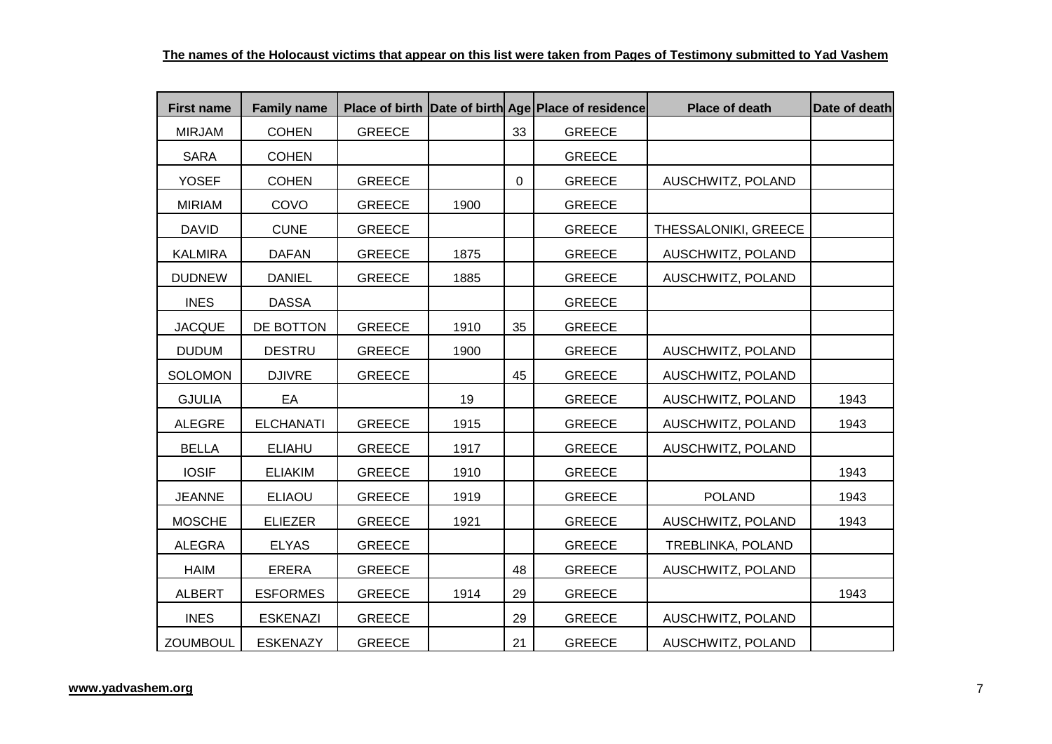**The names of the Holocaust victims that appear on this list were taken from Pages of Testimony submitted to Yad Vashem**

| First name | Family name | Place of birth | Date of birth | Age | Place of residence | Place of death | Date of death |
|---|---|---|---|---|---|---|---|
| MIRJAM | COHEN | GREECE | | 33 | GREECE | | |
| SARA | COHEN | | | | GREECE | | |
| YOSEF | COHEN | GREECE | | 0 | GREECE | AUSCHWITZ, POLAND | |
| MIRIAM | COVO | GREECE | 1900 | | GREECE | | |
| DAVID | CUNE | GREECE | | | GREECE | THESSALONIKI, GREECE | |
| KALMIRA | DAFAN | GREECE | 1875 | | GREECE | AUSCHWITZ, POLAND | |
| DUDNEW | DANIEL | GREECE | 1885 | | GREECE | AUSCHWITZ, POLAND | |
| INES | DASSA | | | | GREECE | | |
| JACQUE | DE BOTTON | GREECE | 1910 | 35 | GREECE | | |
| DUDUM | DESTRU | GREECE | 1900 | | GREECE | AUSCHWITZ, POLAND | |
| SOLOMON | DJIVRE | GREECE | | 45 | GREECE | AUSCHWITZ, POLAND | |
| GJULIA | EA | | 19 | | GREECE | AUSCHWITZ, POLAND | 1943 |
| ALEGRE | ELCHANATI | GREECE | 1915 | | GREECE | AUSCHWITZ, POLAND | 1943 |
| BELLA | ELIAHU | GREECE | 1917 | | GREECE | AUSCHWITZ, POLAND | |
| IOSIF | ELIAKIM | GREECE | 1910 | | GREECE | | 1943 |
| JEANNE | ELIAOU | GREECE | 1919 | | GREECE | POLAND | 1943 |
| MOSCHE | ELIEZER | GREECE | 1921 | | GREECE | AUSCHWITZ, POLAND | 1943 |
| ALEGRA | ELYAS | GREECE | | | GREECE | TREBLINKA, POLAND | |
| HAIM | ERERA | GREECE | | 48 | GREECE | AUSCHWITZ, POLAND | |
| ALBERT | ESFORMES | GREECE | 1914 | 29 | GREECE | | 1943 |
| INES | ESKENAZI | GREECE | | 29 | GREECE | AUSCHWITZ, POLAND | |
| ZOUMBOUL | ESKENAZY | GREECE | | 21 | GREECE | AUSCHWITZ, POLAND | |

www.yadvashem.org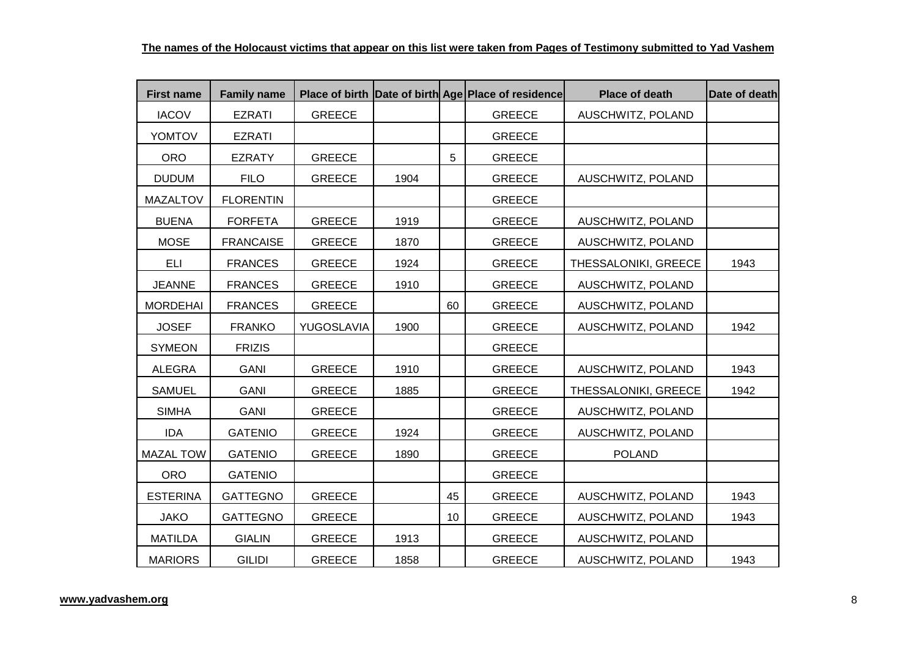**The names of the Holocaust victims that appear on this list were taken from Pages of Testimony submitted to Yad Vashem**

| First name | Family name | Place of birth | Date of birth | Age | Place of residence | Place of death | Date of death |
|---|---|---|---|---|---|---|---|
| IACOV | EZRATI | GREECE | | | GREECE | AUSCHWITZ, POLAND | |
| YOMTOV | EZRATI | | | | GREECE | | |
| ORO | EZRATY | GREECE | | 5 | GREECE | | |
| DUDUM | FILO | GREECE | 1904 | | GREECE | AUSCHWITZ, POLAND | |
| MAZALTOV | FLORENTIN | | | | GREECE | | |
| BUENA | FORFETA | GREECE | 1919 | | GREECE | AUSCHWITZ, POLAND | |
| MOSE | FRANCAISE | GREECE | 1870 | | GREECE | AUSCHWITZ, POLAND | |
| ELI | FRANCES | GREECE | 1924 | | GREECE | THESSALONIKI, GREECE | 1943 |
| JEANNE | FRANCES | GREECE | 1910 | | GREECE | AUSCHWITZ, POLAND | |
| MORDEHAI | FRANCES | GREECE | | 60 | GREECE | AUSCHWITZ, POLAND | |
| JOSEF | FRANKO | YUGOSLAVIA | 1900 | | GREECE | AUSCHWITZ, POLAND | 1942 |
| SYMEON | FRIZIS | | | | GREECE | | |
| ALEGRA | GANI | GREECE | 1910 | | GREECE | AUSCHWITZ, POLAND | 1943 |
| SAMUEL | GANI | GREECE | 1885 | | GREECE | THESSALONIKI, GREECE | 1942 |
| SIMHA | GANI | GREECE | | | GREECE | AUSCHWITZ, POLAND | |
| IDA | GATENIO | GREECE | 1924 | | GREECE | AUSCHWITZ, POLAND | |
| MAZAL TOW | GATENIO | GREECE | 1890 | | GREECE | POLAND | |
| ORO | GATENIO | | | | GREECE | | |
| ESTERINA | GATTEGNO | GREECE | | 45 | GREECE | AUSCHWITZ, POLAND | 1943 |
| JAKO | GATTEGNO | GREECE | | 10 | GREECE | AUSCHWITZ, POLAND | 1943 |
| MATILDA | GIALIN | GREECE | 1913 | | GREECE | AUSCHWITZ, POLAND | |
| MARIORS | GILIDI | GREECE | 1858 | | GREECE | AUSCHWITZ, POLAND | 1943 |

**www.yadvashem.org**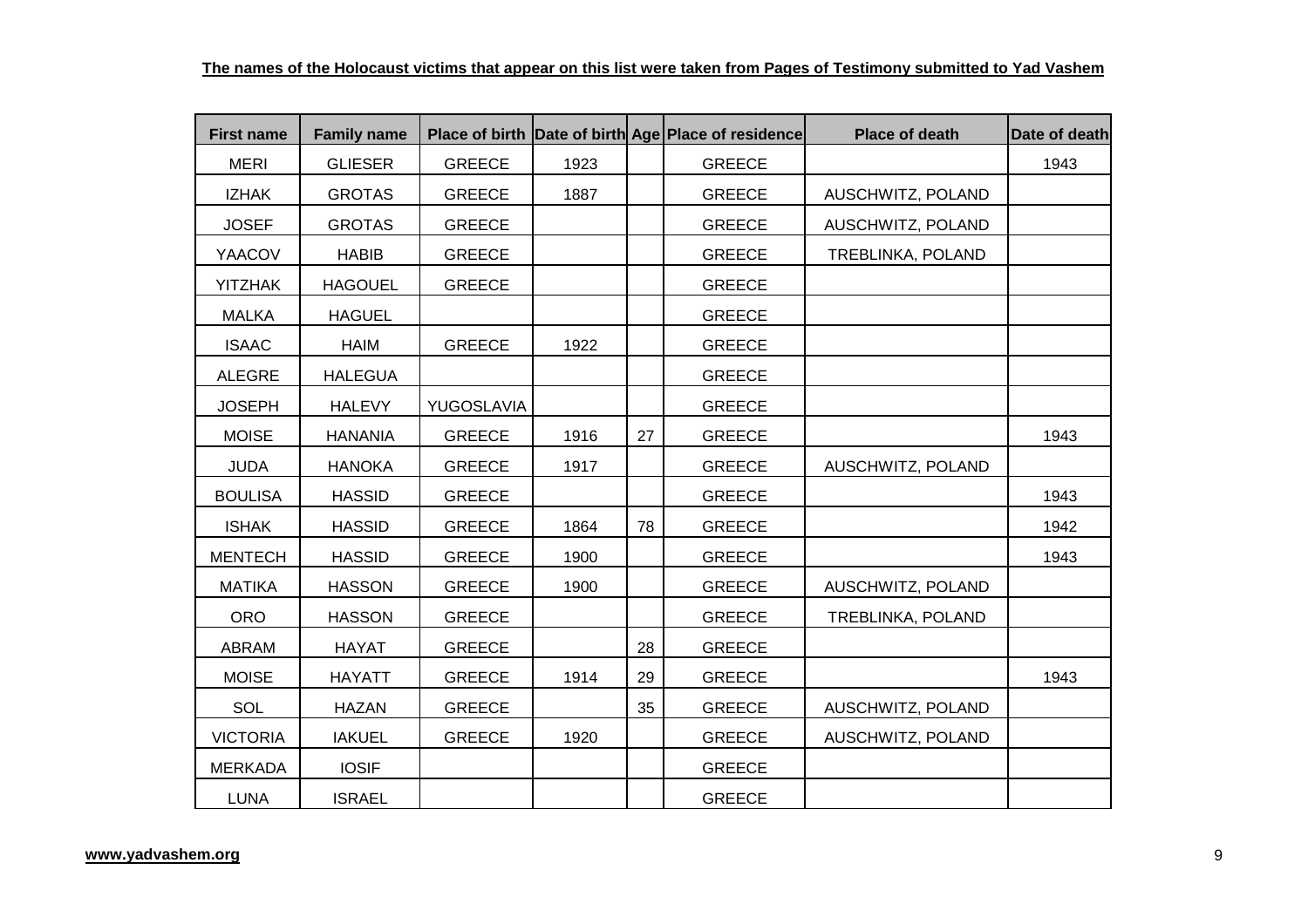**The names of the Holocaust victims that appear on this list were taken from Pages of Testimony submitted to Yad Vashem**

| First name | Family name | Place of birth | Date of birth | Age | Place of residence | Place of death | Date of death |
|---|---|---|---|---|---|---|---|
| MERI | GLIESER | GREECE | 1923 | | GREECE | | 1943 |
| IZHAK | GROTAS | GREECE | 1887 | | GREECE | AUSCHWITZ, POLAND | |
| JOSEF | GROTAS | GREECE | | | GREECE | AUSCHWITZ, POLAND | |
| YAACOV | HABIB | GREECE | | | GREECE | TREBLINKA, POLAND | |
| YITZHAK | HAGOUEL | GREECE | | | GREECE | | |
| MALKA | HAGUEL | | | | GREECE | | |
| ISAAC | HAIM | GREECE | 1922 | | GREECE | | |
| ALEGRE | HALEGUA | | | | GREECE | | |
| JOSEPH | HALEVY | YUGOSLAVIA | | | GREECE | | |
| MOISE | HANANIA | GREECE | 1916 | 27 | GREECE | | 1943 |
| JUDA | HANOKA | GREECE | 1917 | | GREECE | AUSCHWITZ, POLAND | |
| BOULISA | HASSID | GREECE | | | GREECE | | 1943 |
| ISHAK | HASSID | GREECE | 1864 | 78 | GREECE | | 1942 |
| MENTECH | HASSID | GREECE | 1900 | | GREECE | | 1943 |
| MATIKA | HASSON | GREECE | 1900 | | GREECE | AUSCHWITZ, POLAND | |
| ORO | HASSON | GREECE | | | GREECE | TREBLINKA, POLAND | |
| ABRAM | HAYAT | GREECE | | 28 | GREECE | | |
| MOISE | HAYATT | GREECE | 1914 | 29 | GREECE | | 1943 |
| SOL | HAZAN | GREECE | | 35 | GREECE | AUSCHWITZ, POLAND | |
| VICTORIA | IAKUEL | GREECE | 1920 | | GREECE | AUSCHWITZ, POLAND | |
| MERKADA | IOSIF | | | | GREECE | | |
| LUNA | ISRAEL | | | | GREECE | | |

www.yadvashem.org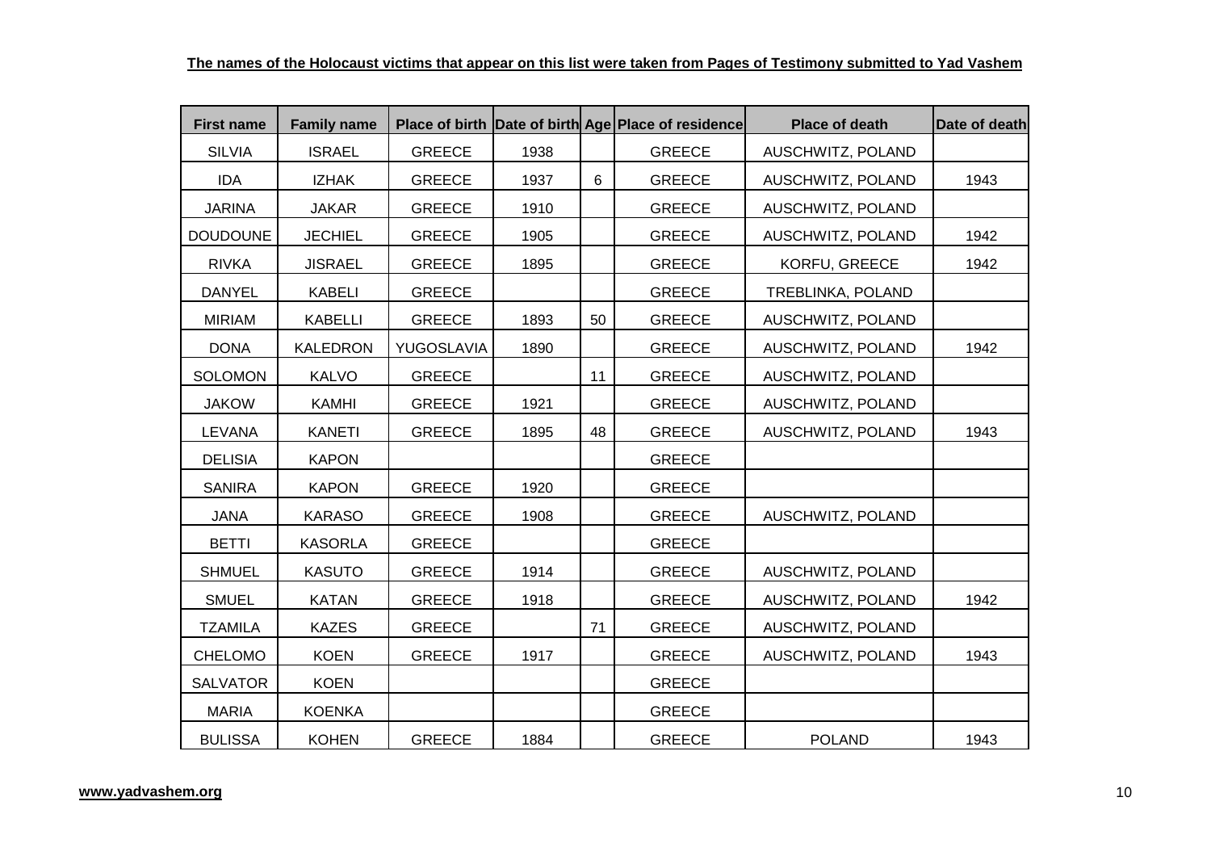**The names of the Holocaust victims that appear on this list were taken from Pages of Testimony submitted to Yad Vashem**

| First name | Family name | Place of birth | Date of birth | Age | Place of residence | Place of death | Date of death |
|---|---|---|---|---|---|---|---|
| SILVIA | ISRAEL | GREECE | 1938 | | GREECE | AUSCHWITZ, POLAND | |
| IDA | IZHAK | GREECE | 1937 | 6 | GREECE | AUSCHWITZ, POLAND | 1943 |
| JARINA | JAKAR | GREECE | 1910 | | GREECE | AUSCHWITZ, POLAND | |
| DOUDOUNE | JECHIEL | GREECE | 1905 | | GREECE | AUSCHWITZ, POLAND | 1942 |
| RIVKA | JISRAEL | GREECE | 1895 | | GREECE | KORFU, GREECE | 1942 |
| DANYEL | KABELI | GREECE | | | GREECE | TREBLINKA, POLAND | |
| MIRIAM | KABELLI | GREECE | 1893 | 50 | GREECE | AUSCHWITZ, POLAND | |
| DONA | KALEDRON | YUGOSLAVIA | 1890 | | GREECE | AUSCHWITZ, POLAND | 1942 |
| SOLOMON | KALVO | GREECE | | 11 | GREECE | AUSCHWITZ, POLAND | |
| JAKOW | KAMHI | GREECE | 1921 | | GREECE | AUSCHWITZ, POLAND | |
| LEVANA | KANETI | GREECE | 1895 | 48 | GREECE | AUSCHWITZ, POLAND | 1943 |
| DELISIA | KAPON | | | | GREECE | | |
| SANIRA | KAPON | GREECE | 1920 | | GREECE | | |
| JANA | KARASO | GREECE | 1908 | | GREECE | AUSCHWITZ, POLAND | |
| BETTI | KASORLA | GREECE | | | GREECE | | |
| SHMUEL | KASUTO | GREECE | 1914 | | GREECE | AUSCHWITZ, POLAND | |
| SMUEL | KATAN | GREECE | 1918 | | GREECE | AUSCHWITZ, POLAND | 1942 |
| TZAMILA | KAZES | GREECE | | 71 | GREECE | AUSCHWITZ, POLAND | |
| CHELOMO | KOEN | GREECE | 1917 | | GREECE | AUSCHWITZ, POLAND | 1943 |
| SALVATOR | KOEN | | | | GREECE | | |
| MARIA | KOENKA | | | | GREECE | | |
| BULISSA | KOHEN | GREECE | 1884 | | GREECE | POLAND | 1943 |

**www.yadvashem.org**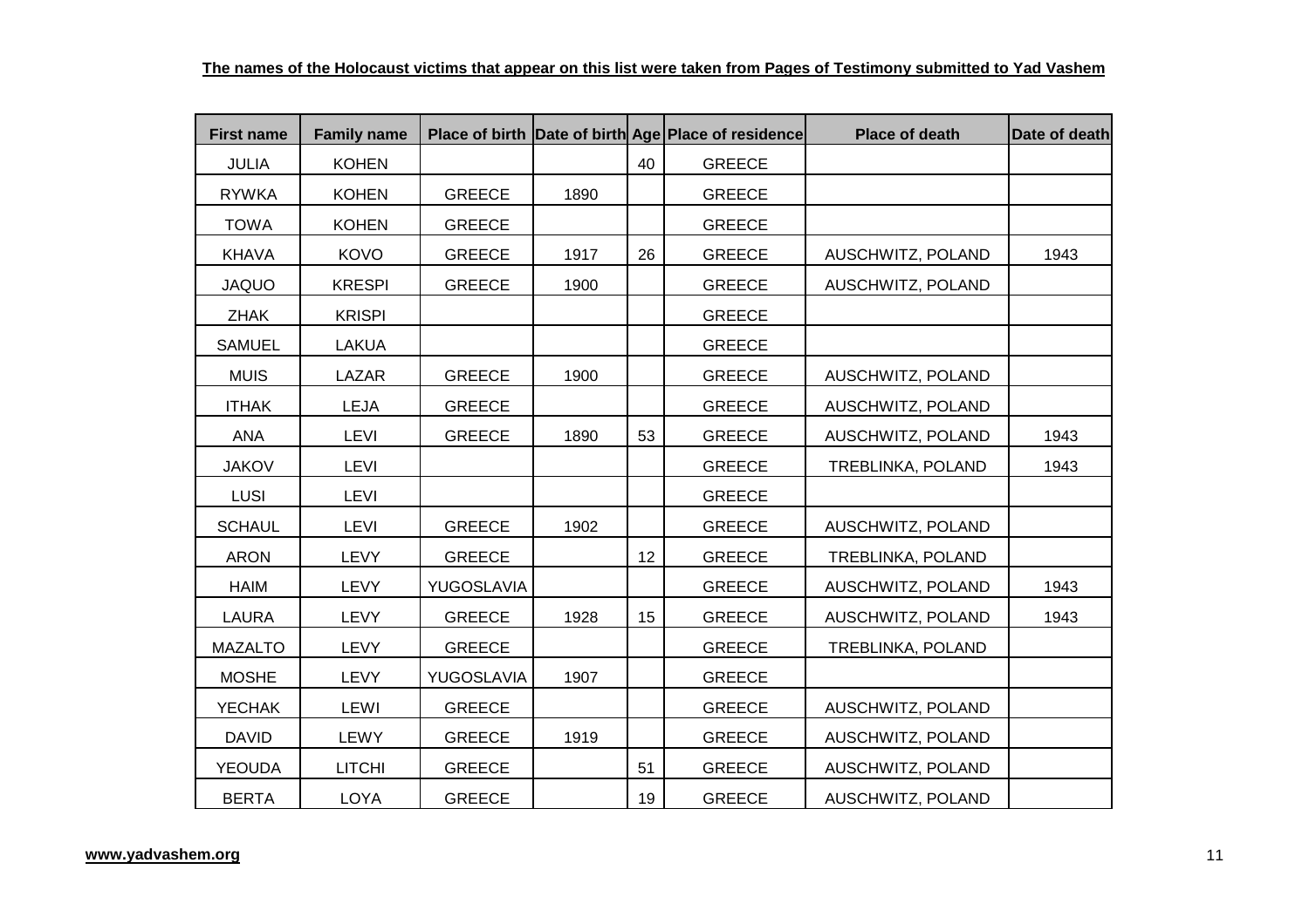**The names of the Holocaust victims that appear on this list were taken from Pages of Testimony submitted to Yad Vashem**

| First name | Family name | Place of birth | Date of birth | Age | Place of residence | Place of death | Date of death |
|---|---|---|---|---|---|---|---|
| JULIA | KOHEN | | | 40 | GREECE | | |
| RYWKA | KOHEN | GREECE | 1890 | | GREECE | | |
| TOWA | KOHEN | GREECE | | | GREECE | | |
| KHAVA | KOVO | GREECE | 1917 | 26 | GREECE | AUSCHWITZ, POLAND | 1943 |
| JAQUO | KRESPI | GREECE | 1900 | | GREECE | AUSCHWITZ, POLAND | |
| ZHAK | KRISPI | | | | GREECE | | |
| SAMUEL | LAKUA | | | | GREECE | | |
| MUIS | LAZAR | GREECE | 1900 | | GREECE | AUSCHWITZ, POLAND | |
| ITHAK | LEJA | GREECE | | | GREECE | AUSCHWITZ, POLAND | |
| ANA | LEVI | GREECE | 1890 | 53 | GREECE | AUSCHWITZ, POLAND | 1943 |
| JAKOV | LEVI | | | | GREECE | TREBLINKA, POLAND | 1943 |
| LUSI | LEVI | | | | GREECE | | |
| SCHAUL | LEVI | GREECE | 1902 | | GREECE | AUSCHWITZ, POLAND | |
| ARON | LEVY | GREECE | | 12 | GREECE | TREBLINKA, POLAND | |
| HAIM | LEVY | YUGOSLAVIA | | | GREECE | AUSCHWITZ, POLAND | 1943 |
| LAURA | LEVY | GREECE | 1928 | 15 | GREECE | AUSCHWITZ, POLAND | 1943 |
| MAZALTO | LEVY | GREECE | | | GREECE | TREBLINKA, POLAND | |
| MOSHE | LEVY | YUGOSLAVIA | 1907 | | GREECE | | |
| YECHAK | LEWI | GREECE | | | GREECE | AUSCHWITZ, POLAND | |
| DAVID | LEWY | GREECE | 1919 | | GREECE | AUSCHWITZ, POLAND | |
| YEOUDA | LITCHI | GREECE | | 51 | GREECE | AUSCHWITZ, POLAND | |
| BERTA | LOYA | GREECE | | 19 | GREECE | AUSCHWITZ, POLAND | |

**www.yadvashem.org**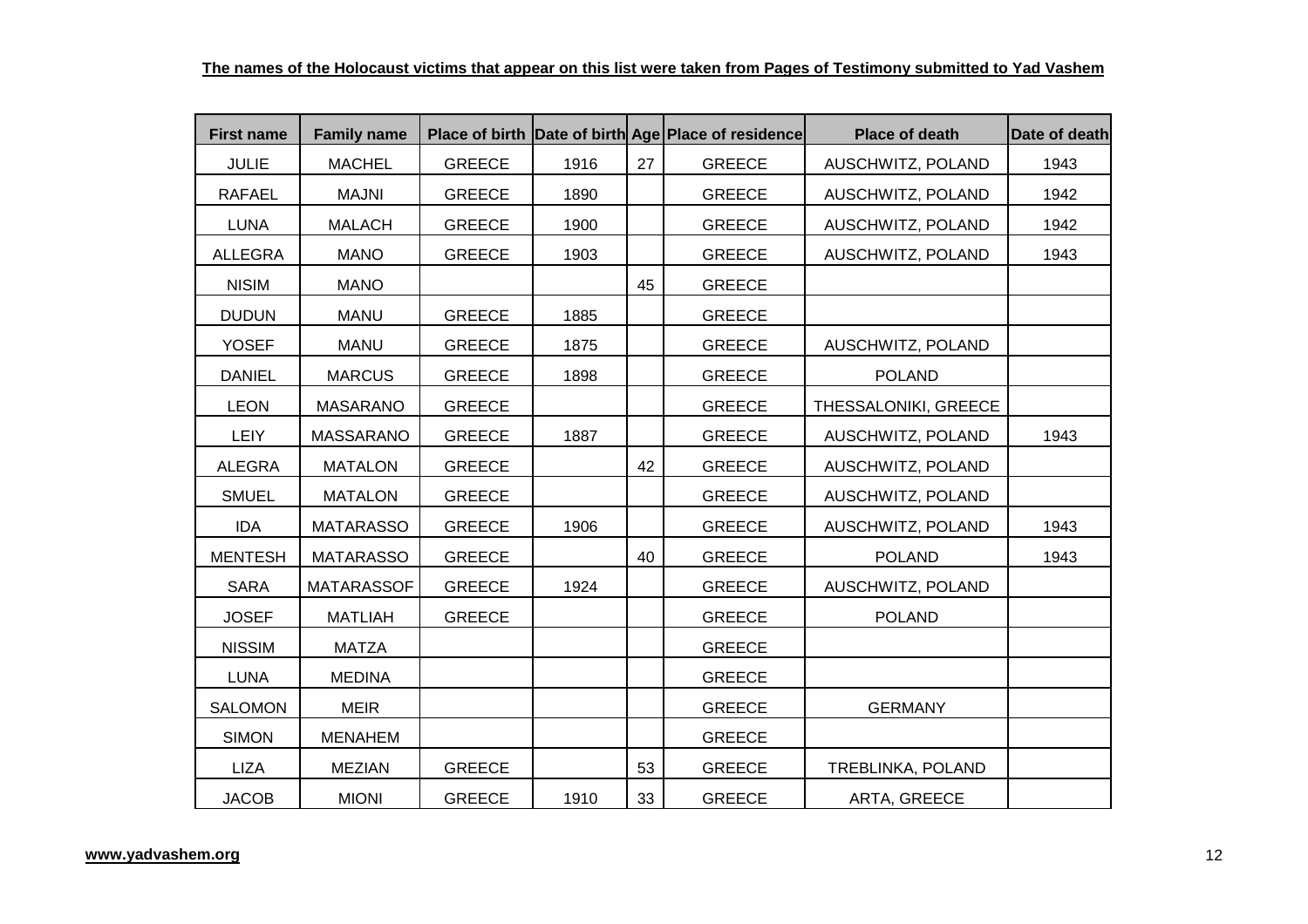**The names of the Holocaust victims that appear on this list were taken from Pages of Testimony submitted to Yad Vashem**

| First name | Family name | Place of birth | Date of birth | Age | Place of residence | Place of death | Date of death |
|---|---|---|---|---|---|---|---|
| JULIE | MACHEL | GREECE | 1916 | 27 | GREECE | AUSCHWITZ, POLAND | 1943 |
| RAFAEL | MAJNI | GREECE | 1890 | | GREECE | AUSCHWITZ, POLAND | 1942 |
| LUNA | MALACH | GREECE | 1900 | | GREECE | AUSCHWITZ, POLAND | 1942 |
| ALLEGRA | MANO | GREECE | 1903 | | GREECE | AUSCHWITZ, POLAND | 1943 |
| NISIM | MANO | | | 45 | GREECE | | |
| DUDUN | MANU | GREECE | 1885 | | GREECE | | |
| YOSEF | MANU | GREECE | 1875 | | GREECE | AUSCHWITZ, POLAND | |
| DANIEL | MARCUS | GREECE | 1898 | | GREECE | POLAND | |
| LEON | MASARANO | GREECE | | | GREECE | THESSALONIKI, GREECE | |
| LEIY | MASSARANO | GREECE | 1887 | | GREECE | AUSCHWITZ, POLAND | 1943 |
| ALEGRA | MATALON | GREECE | | 42 | GREECE | AUSCHWITZ, POLAND | |
| SMUEL | MATALON | GREECE | | | GREECE | AUSCHWITZ, POLAND | |
| IDA | MATARASSO | GREECE | 1906 | | GREECE | AUSCHWITZ, POLAND | 1943 |
| MENTESH | MATARASSO | GREECE | | 40 | GREECE | POLAND | 1943 |
| SARA | MATARASSOF | GREECE | 1924 | | GREECE | AUSCHWITZ, POLAND | |
| JOSEF | MATLIAH | GREECE | | | GREECE | POLAND | |
| NISSIM | MATZA | | | | GREECE | | |
| LUNA | MEDINA | | | | GREECE | | |
| SALOMON | MEIR | | | | GREECE | GERMANY | |
| SIMON | MENAHEM | | | | GREECE | | |
| LIZA | MEZIAN | GREECE | | 53 | GREECE | TREBLINKA, POLAND | |
| JACOB | MIONI | GREECE | 1910 | 33 | GREECE | ARTA, GREECE | |

www.yadvashem.org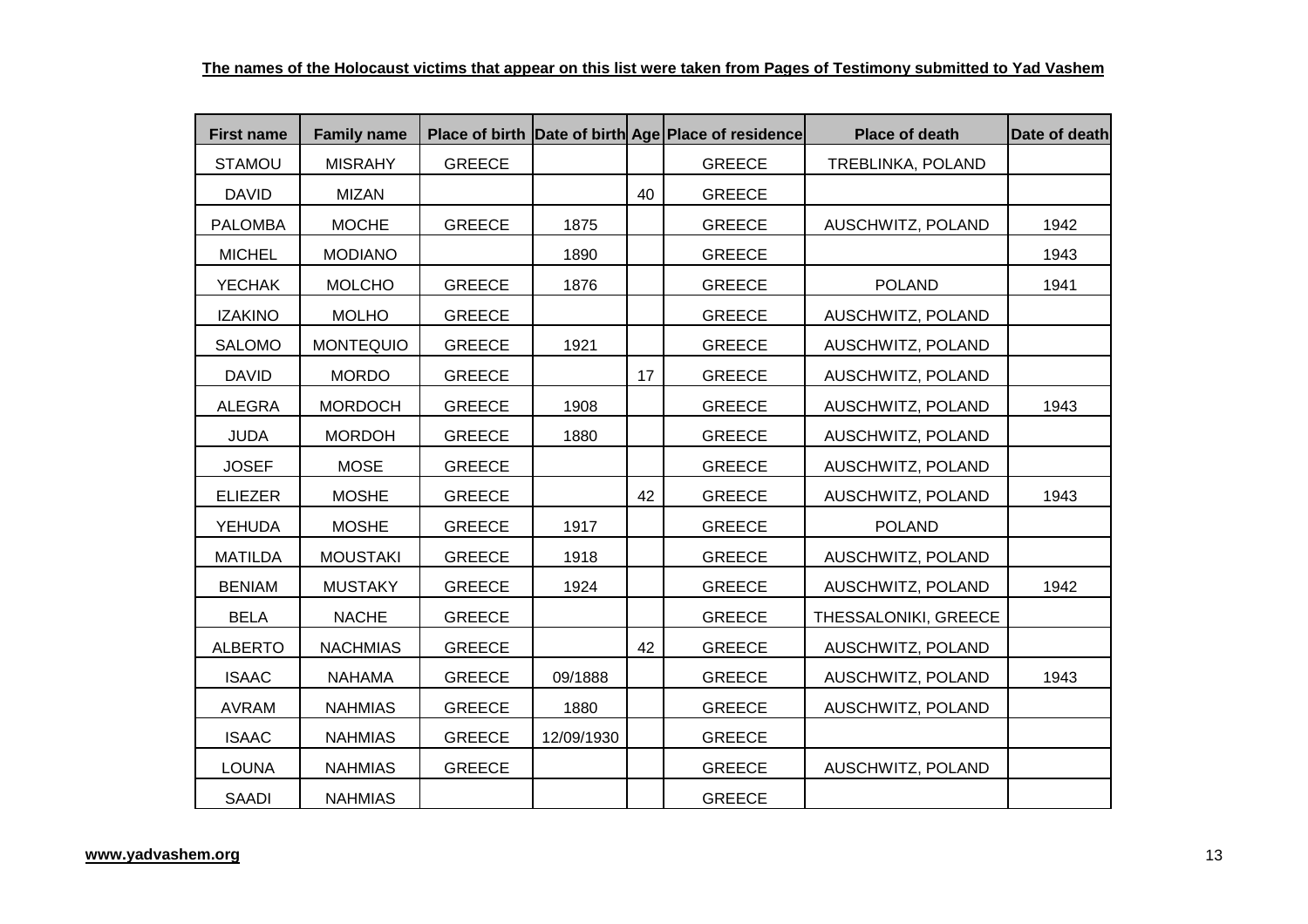**The names of the Holocaust victims that appear on this list were taken from Pages of Testimony submitted to Yad Vashem**

| First name | Family name | Place of birth | Date of birth | Age | Place of residence | Place of death | Date of death |
|---|---|---|---|---|---|---|---|
| STAMOU | MISRAHY | GREECE | | | GREECE | TREBLINKA, POLAND | |
| DAVID | MIZAN | | | 40 | GREECE | | |
| PALOMBA | MOCHE | GREECE | 1875 | | GREECE | AUSCHWITZ, POLAND | 1942 |
| MICHEL | MODIANO | | 1890 | | GREECE | | 1943 |
| YECHAK | MOLCHO | GREECE | 1876 | | GREECE | POLAND | 1941 |
| IZAKINO | MOLHO | GREECE | | | GREECE | AUSCHWITZ, POLAND | |
| SALOMO | MONTEQUIO | GREECE | 1921 | | GREECE | AUSCHWITZ, POLAND | |
| DAVID | MORDO | GREECE | | 17 | GREECE | AUSCHWITZ, POLAND | |
| ALEGRA | MORDOCH | GREECE | 1908 | | GREECE | AUSCHWITZ, POLAND | 1943 |
| JUDA | MORDOH | GREECE | 1880 | | GREECE | AUSCHWITZ, POLAND | |
| JOSEF | MOSE | GREECE | | | GREECE | AUSCHWITZ, POLAND | |
| ELIEZER | MOSHE | GREECE | | 42 | GREECE | AUSCHWITZ, POLAND | 1943 |
| YEHUDA | MOSHE | GREECE | 1917 | | GREECE | POLAND | |
| MATILDA | MOUSTAKI | GREECE | 1918 | | GREECE | AUSCHWITZ, POLAND | |
| BENIAM | MUSTAKY | GREECE | 1924 | | GREECE | AUSCHWITZ, POLAND | 1942 |
| BELA | NACHE | GREECE | | | GREECE | THESSALONIKI, GREECE | |
| ALBERTO | NACHMIAS | GREECE | | 42 | GREECE | AUSCHWITZ, POLAND | |
| ISAAC | NAHAMA | GREECE | 09/1888 | | GREECE | AUSCHWITZ, POLAND | 1943 |
| AVRAM | NAHMIAS | GREECE | 1880 | | GREECE | AUSCHWITZ, POLAND | |
| ISAAC | NAHMIAS | GREECE | 12/09/1930 | | GREECE | | |
| LOUNA | NAHMIAS | GREECE | | | GREECE | AUSCHWITZ, POLAND | |
| SAADI | NAHMIAS | | | | GREECE | | |

www.yadvashem.org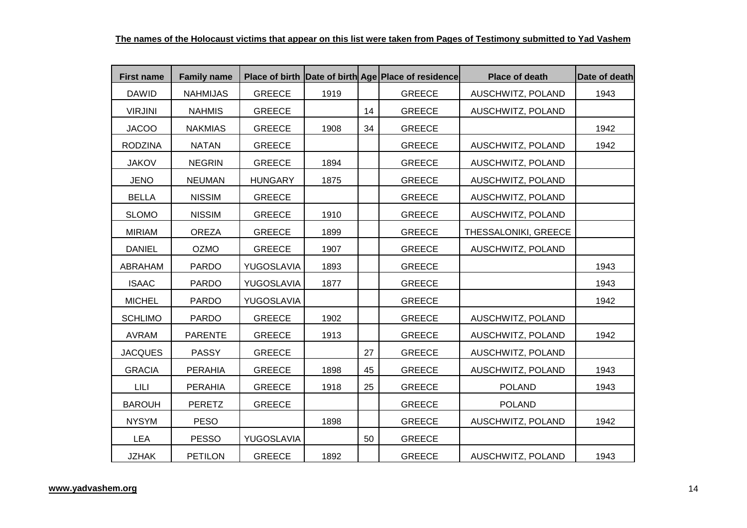**The names of the Holocaust victims that appear on this list were taken from Pages of Testimony submitted to Yad Vashem**

| First name | Family name | Place of birth | Date of birth | Age | Place of residence | Place of death | Date of death |
|---|---|---|---|---|---|---|---|
| DAWID | NAHMIJAS | GREECE | 1919 | | GREECE | AUSCHWITZ, POLAND | 1943 |
| VIRJINI | NAHMIS | GREECE | | 14 | GREECE | AUSCHWITZ, POLAND | |
| JACOO | NAKMIAS | GREECE | 1908 | 34 | GREECE | | 1942 |
| RODZINA | NATAN | GREECE | | | GREECE | AUSCHWITZ, POLAND | 1942 |
| JAKOV | NEGRIN | GREECE | 1894 | | GREECE | AUSCHWITZ, POLAND | |
| JENO | NEUMAN | HUNGARY | 1875 | | GREECE | AUSCHWITZ, POLAND | |
| BELLA | NISSIM | GREECE | | | GREECE | AUSCHWITZ, POLAND | |
| SLOMO | NISSIM | GREECE | 1910 | | GREECE | AUSCHWITZ, POLAND | |
| MIRIAM | OREZA | GREECE | 1899 | | GREECE | THESSALONIKI, GREECE | |
| DANIEL | OZMO | GREECE | 1907 | | GREECE | AUSCHWITZ, POLAND | |
| ABRAHAM | PARDO | YUGOSLAVIA | 1893 | | GREECE | | 1943 |
| ISAAC | PARDO | YUGOSLAVIA | 1877 | | GREECE | | 1943 |
| MICHEL | PARDO | YUGOSLAVIA | | | GREECE | | 1942 |
| SCHLIMO | PARDO | GREECE | 1902 | | GREECE | AUSCHWITZ, POLAND | |
| AVRAM | PARENTE | GREECE | 1913 | | GREECE | AUSCHWITZ, POLAND | 1942 |
| JACQUES | PASSY | GREECE | | 27 | GREECE | AUSCHWITZ, POLAND | |
| GRACIA | PERAHIA | GREECE | 1898 | 45 | GREECE | AUSCHWITZ, POLAND | 1943 |
| LILI | PERAHIA | GREECE | 1918 | 25 | GREECE | POLAND | 1943 |
| BAROUH | PERETZ | GREECE | | | GREECE | POLAND | |
| NYSYM | PESO | | 1898 | | GREECE | AUSCHWITZ, POLAND | 1942 |
| LEA | PESSO | YUGOSLAVIA | | 50 | GREECE | | |
| JZHAK | PETILON | GREECE | 1892 | | GREECE | AUSCHWITZ, POLAND | 1943 |

**www.yadvashem.org**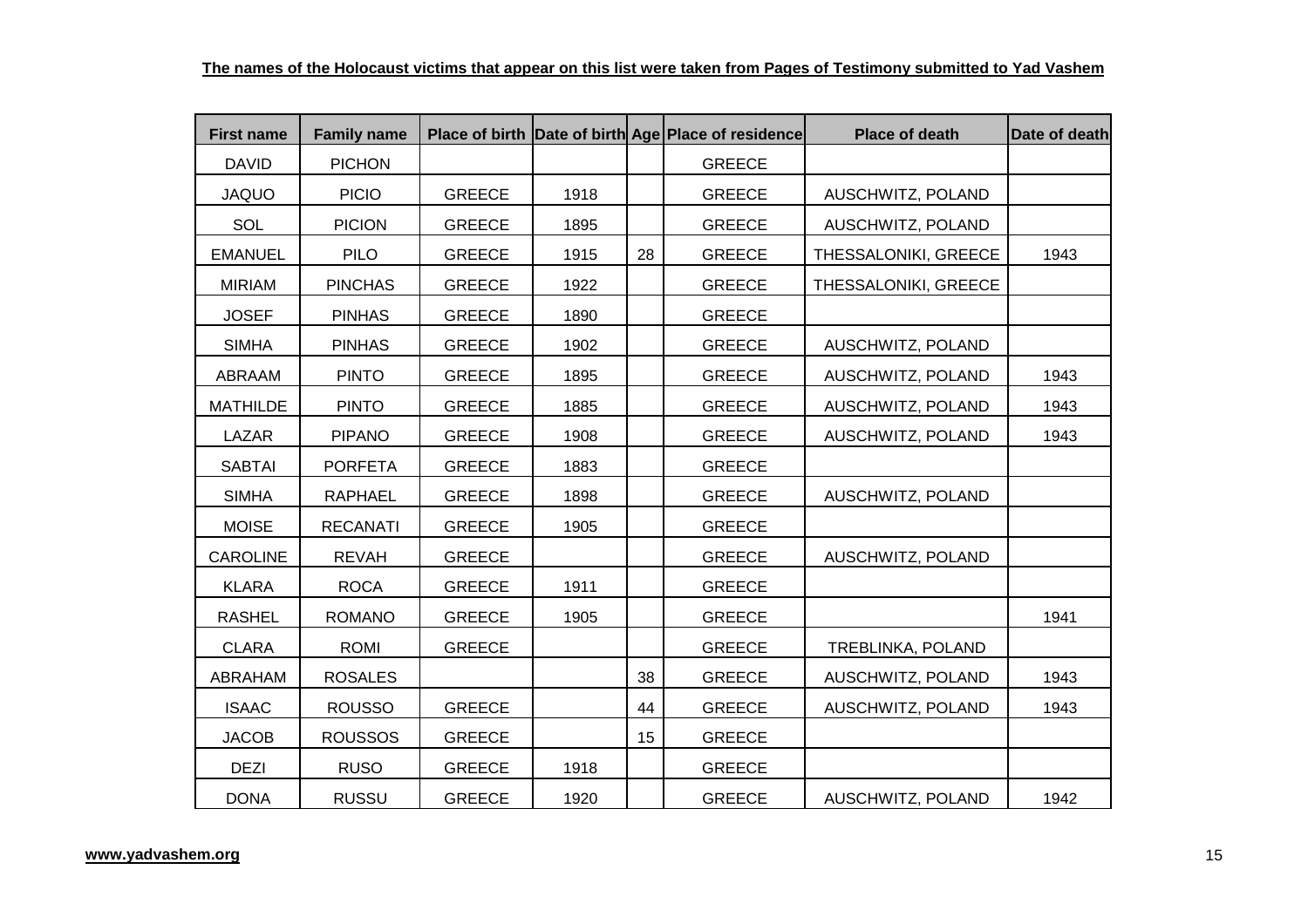**The names of the Holocaust victims that appear on this list were taken from Pages of Testimony submitted to Yad Vashem**

| First name | Family name | Place of birth | Date of birth | Age | Place of residence | Place of death | Date of death |
|---|---|---|---|---|---|---|---|
| DAVID | PICHON | | | | GREECE | | |
| JAQUO | PICIO | GREECE | 1918 | | GREECE | AUSCHWITZ, POLAND | |
| SOL | PICION | GREECE | 1895 | | GREECE | AUSCHWITZ, POLAND | |
| EMANUEL | PILO | GREECE | 1915 | 28 | GREECE | THESSALONIKI, GREECE | 1943 |
| MIRIAM | PINCHAS | GREECE | 1922 | | GREECE | THESSALONIKI, GREECE | |
| JOSEF | PINHAS | GREECE | 1890 | | GREECE | | |
| SIMHA | PINHAS | GREECE | 1902 | | GREECE | AUSCHWITZ, POLAND | |
| ABRAAM | PINTO | GREECE | 1895 | | GREECE | AUSCHWITZ, POLAND | 1943 |
| MATHILDE | PINTO | GREECE | 1885 | | GREECE | AUSCHWITZ, POLAND | 1943 |
| LAZAR | PIPANO | GREECE | 1908 | | GREECE | AUSCHWITZ, POLAND | 1943 |
| SABTAI | PORFETA | GREECE | 1883 | | GREECE | | |
| SIMHA | RAPHAEL | GREECE | 1898 | | GREECE | AUSCHWITZ, POLAND | |
| MOISE | RECANATI | GREECE | 1905 | | GREECE | | |
| CAROLINE | REVAH | GREECE | | | GREECE | AUSCHWITZ, POLAND | |
| KLARA | ROCA | GREECE | 1911 | | GREECE | | |
| RASHEL | ROMANO | GREECE | 1905 | | GREECE | | 1941 |
| CLARA | ROMI | GREECE | | | GREECE | TREBLINKA, POLAND | |
| ABRAHAM | ROSALES | | | 38 | GREECE | AUSCHWITZ, POLAND | 1943 |
| ISAAC | ROUSSO | GREECE | | 44 | GREECE | AUSCHWITZ, POLAND | 1943 |
| JACOB | ROUSSOS | GREECE | | 15 | GREECE | | |
| DEZI | RUSO | GREECE | 1918 | | GREECE | | |
| DONA | RUSSU | GREECE | 1920 | | GREECE | AUSCHWITZ, POLAND | 1942 |

www.yadvashem.org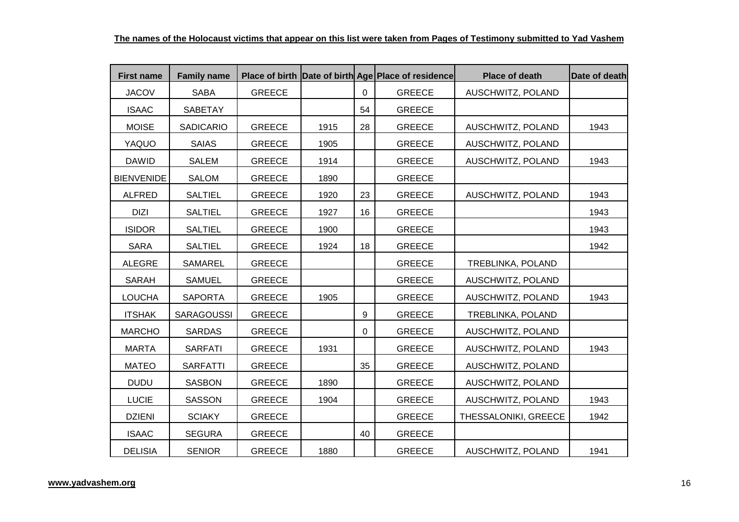**The names of the Holocaust victims that appear on this list were taken from Pages of Testimony submitted to Yad Vashem**

| First name | Family name | Place of birth | Date of birth | Age | Place of residence | Place of death | Date of death |
|---|---|---|---|---|---|---|---|
| JACOV | SABA | GREECE | | 0 | GREECE | AUSCHWITZ, POLAND | |
| ISAAC | SABETAY | | | 54 | GREECE | | |
| MOISE | SADICARIO | GREECE | 1915 | 28 | GREECE | AUSCHWITZ, POLAND | 1943 |
| YAQUO | SAIAS | GREECE | 1905 | | GREECE | AUSCHWITZ, POLAND | |
| DAWID | SALEM | GREECE | 1914 | | GREECE | AUSCHWITZ, POLAND | 1943 |
| BIENVENIDE | SALOM | GREECE | 1890 | | GREECE | | |
| ALFRED | SALTIEL | GREECE | 1920 | 23 | GREECE | AUSCHWITZ, POLAND | 1943 |
| DIZI | SALTIEL | GREECE | 1927 | 16 | GREECE | | 1943 |
| ISIDOR | SALTIEL | GREECE | 1900 | | GREECE | | 1943 |
| SARA | SALTIEL | GREECE | 1924 | 18 | GREECE | | 1942 |
| ALEGRE | SAMAREL | GREECE | | | GREECE | TREBLINKA, POLAND | |
| SARAH | SAMUEL | GREECE | | | GREECE | AUSCHWITZ, POLAND | |
| LOUCHA | SAPORTA | GREECE | 1905 | | GREECE | AUSCHWITZ, POLAND | 1943 |
| ITSHAK | SARAGOUSSI | GREECE | | 9 | GREECE | TREBLINKA, POLAND | |
| MARCHO | SARDAS | GREECE | | 0 | GREECE | AUSCHWITZ, POLAND | |
| MARTA | SARFATI | GREECE | 1931 | | GREECE | AUSCHWITZ, POLAND | 1943 |
| MATEO | SARFATTI | GREECE | | 35 | GREECE | AUSCHWITZ, POLAND | |
| DUDU | SASBON | GREECE | 1890 | | GREECE | AUSCHWITZ, POLAND | |
| LUCIE | SASSON | GREECE | 1904 | | GREECE | AUSCHWITZ, POLAND | 1943 |
| DZIENI | SCIAKY | GREECE | | | GREECE | THESSALONIKI, GREECE | 1942 |
| ISAAC | SEGURA | GREECE | | 40 | GREECE | | |
| DELISIA | SENIOR | GREECE | 1880 | | GREECE | AUSCHWITZ, POLAND | 1941 |

**www.yadvashem.org**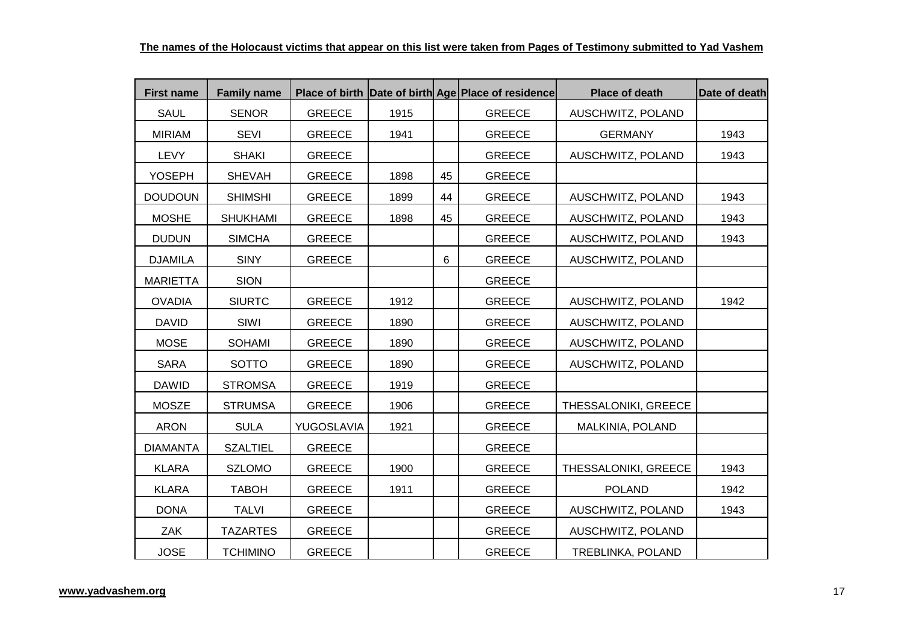**The names of the Holocaust victims that appear on this list were taken from Pages of Testimony submitted to Yad Vashem**

| First name | Family name | Place of birth | Date of birth | Age | Place of residence | Place of death | Date of death |
|---|---|---|---|---|---|---|---|
| SAUL | SENOR | GREECE | 1915 | | GREECE | AUSCHWITZ, POLAND | |
| MIRIAM | SEVI | GREECE | 1941 | | GREECE | GERMANY | 1943 |
| LEVY | SHAKI | GREECE | | | GREECE | AUSCHWITZ, POLAND | 1943 |
| YOSEPH | SHEVAH | GREECE | 1898 | 45 | GREECE | | |
| DOUDOUN | SHIMSHI | GREECE | 1899 | 44 | GREECE | AUSCHWITZ, POLAND | 1943 |
| MOSHE | SHUKHAMI | GREECE | 1898 | 45 | GREECE | AUSCHWITZ, POLAND | 1943 |
| DUDUN | SIMCHA | GREECE | | | GREECE | AUSCHWITZ, POLAND | 1943 |
| DJAMILA | SINY | GREECE | | 6 | GREECE | AUSCHWITZ, POLAND | |
| MARIETTA | SION | | | | GREECE | | |
| OVADIA | SIURTC | GREECE | 1912 | | GREECE | AUSCHWITZ, POLAND | 1942 |
| DAVID | SIWI | GREECE | 1890 | | GREECE | AUSCHWITZ, POLAND | |
| MOSE | SOHAMI | GREECE | 1890 | | GREECE | AUSCHWITZ, POLAND | |
| SARA | SOTTO | GREECE | 1890 | | GREECE | AUSCHWITZ, POLAND | |
| DAWID | STROMSA | GREECE | 1919 | | GREECE | | |
| MOSZE | STRUMSA | GREECE | 1906 | | GREECE | THESSALONIKI, GREECE | |
| ARON | SULA | YUGOSLAVIA | 1921 | | GREECE | MALKINIA, POLAND | |
| DIAMANTA | SZALTIEL | GREECE | | | GREECE | | |
| KLARA | SZLOMO | GREECE | 1900 | | GREECE | THESSALONIKI, GREECE | 1943 |
| KLARA | TABOH | GREECE | 1911 | | GREECE | POLAND | 1942 |
| DONA | TALVI | GREECE | | | GREECE | AUSCHWITZ, POLAND | 1943 |
| ZAK | TAZARTES | GREECE | | | GREECE | AUSCHWITZ, POLAND | |
| JOSE | TCHIMINO | GREECE | | | GREECE | TREBLINKA, POLAND | |

**www.yadvashem.org**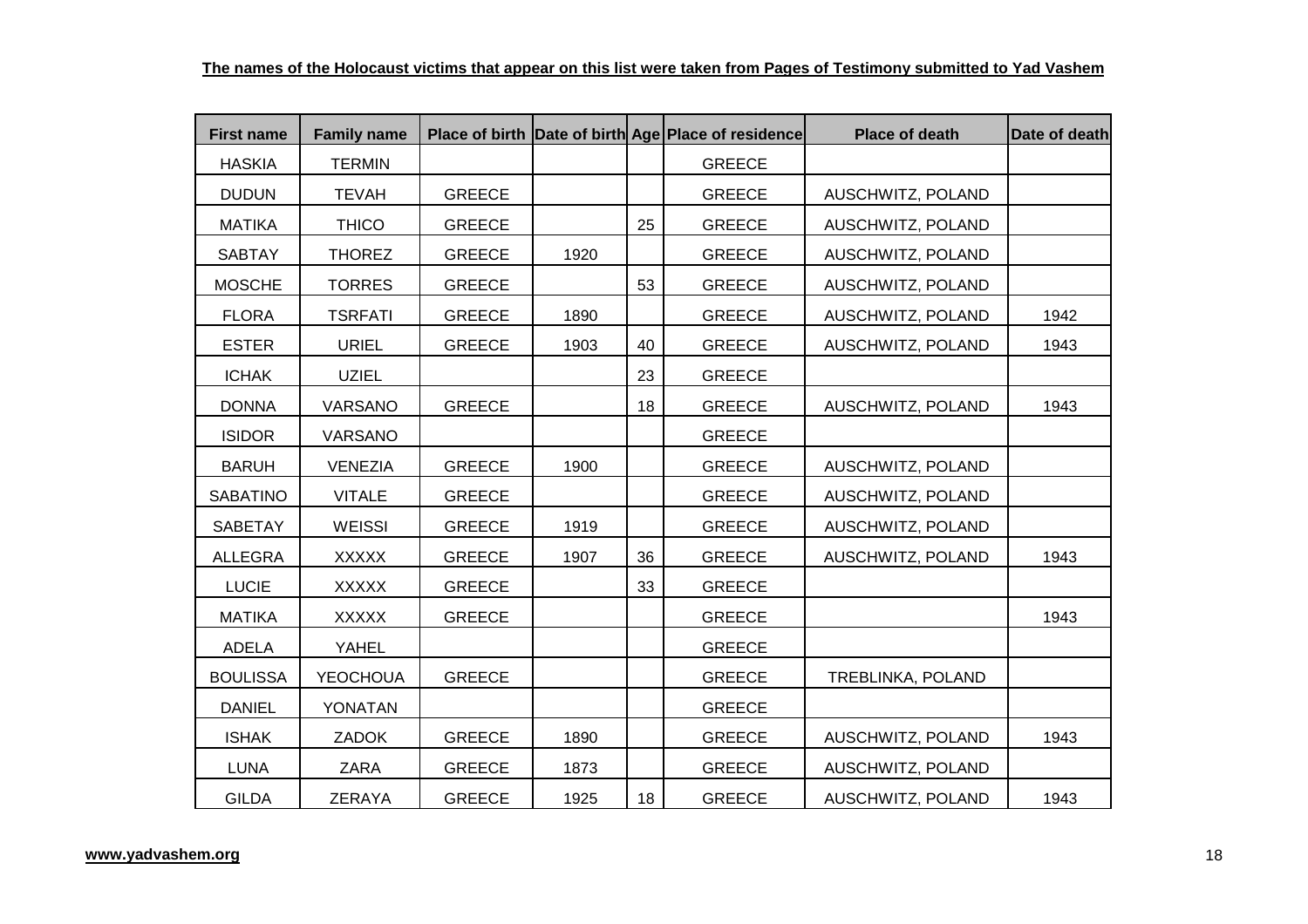**The names of the Holocaust victims that appear on this list were taken from Pages of Testimony submitted to Yad Vashem**

| First name | Family name | Place of birth | Date of birth | Age | Place of residence | Place of death | Date of death |
|---|---|---|---|---|---|---|---|
| HASKIA | TERMIN | | | | GREECE | | |
| DUDUN | TEVAH | GREECE | | | GREECE | AUSCHWITZ, POLAND | |
| MATIKA | THICO | GREECE | | 25 | GREECE | AUSCHWITZ, POLAND | |
| SABTAY | THOREZ | GREECE | 1920 | | GREECE | AUSCHWITZ, POLAND | |
| MOSCHE | TORRES | GREECE | | 53 | GREECE | AUSCHWITZ, POLAND | |
| FLORA | TSRFATI | GREECE | 1890 | | GREECE | AUSCHWITZ, POLAND | 1942 |
| ESTER | URIEL | GREECE | 1903 | 40 | GREECE | AUSCHWITZ, POLAND | 1943 |
| ICHAK | UZIEL | | | 23 | GREECE | | |
| DONNA | VARSANO | GREECE | | 18 | GREECE | AUSCHWITZ, POLAND | 1943 |
| ISIDOR | VARSANO | | | | GREECE | | |
| BARUH | VENEZIA | GREECE | 1900 | | GREECE | AUSCHWITZ, POLAND | |
| SABATINO | VITALE | GREECE | | | GREECE | AUSCHWITZ, POLAND | |
| SABETAY | WEISSI | GREECE | 1919 | | GREECE | AUSCHWITZ, POLAND | |
| ALLEGRA | XXXXX | GREECE | 1907 | 36 | GREECE | AUSCHWITZ, POLAND | 1943 |
| LUCIE | XXXXX | GREECE | | 33 | GREECE | | |
| MATIKA | XXXXX | GREECE | | | GREECE | | 1943 |
| ADELA | YAHEL | | | | GREECE | | |
| BOULISSA | YEOCHOUA | GREECE | | | GREECE | TREBLINKA, POLAND | |
| DANIEL | YONATAN | | | | GREECE | | |
| ISHAK | ZADOK | GREECE | 1890 | | GREECE | AUSCHWITZ, POLAND | 1943 |
| LUNA | ZARA | GREECE | 1873 | | GREECE | AUSCHWITZ, POLAND | |
| GILDA | ZERAYA | GREECE | 1925 | 18 | GREECE | AUSCHWITZ, POLAND | 1943 |

www.yadvashem.org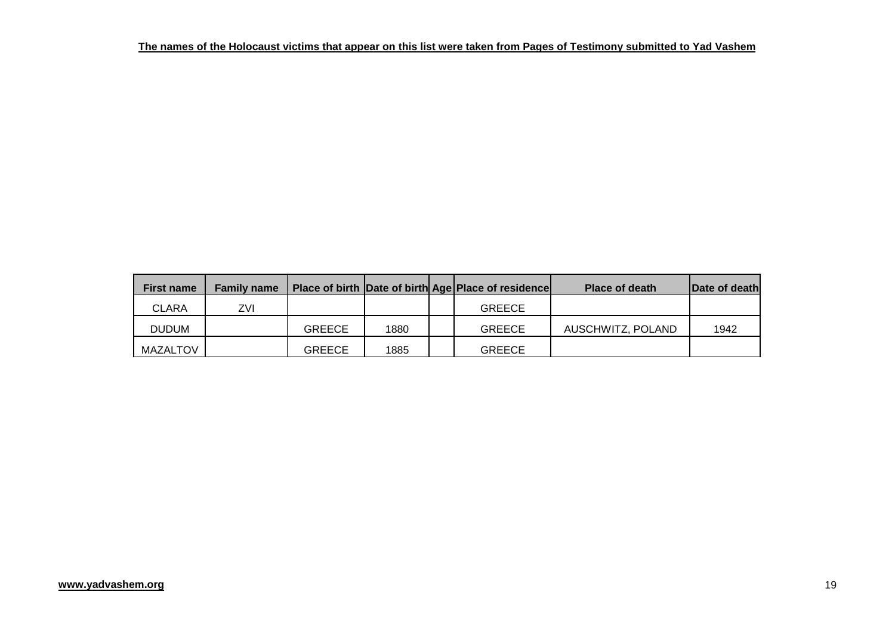**The names of the Holocaust victims that appear on this list were taken from Pages of Testimony submitted to Yad Vashem**

| First name | Family name | Place of birth | Date of birth | Age | Place of residence | Place of death | Date of death |
|---|---|---|---|---|---|---|---|
| CLARA | ZVI | | | | GREECE | | |
| DUDUM | | GREECE | 1880 | | GREECE | AUSCHWITZ, POLAND | 1942 |
| MAZALTOV | | GREECE | 1885 | | GREECE | | |

www.yadvashem.org